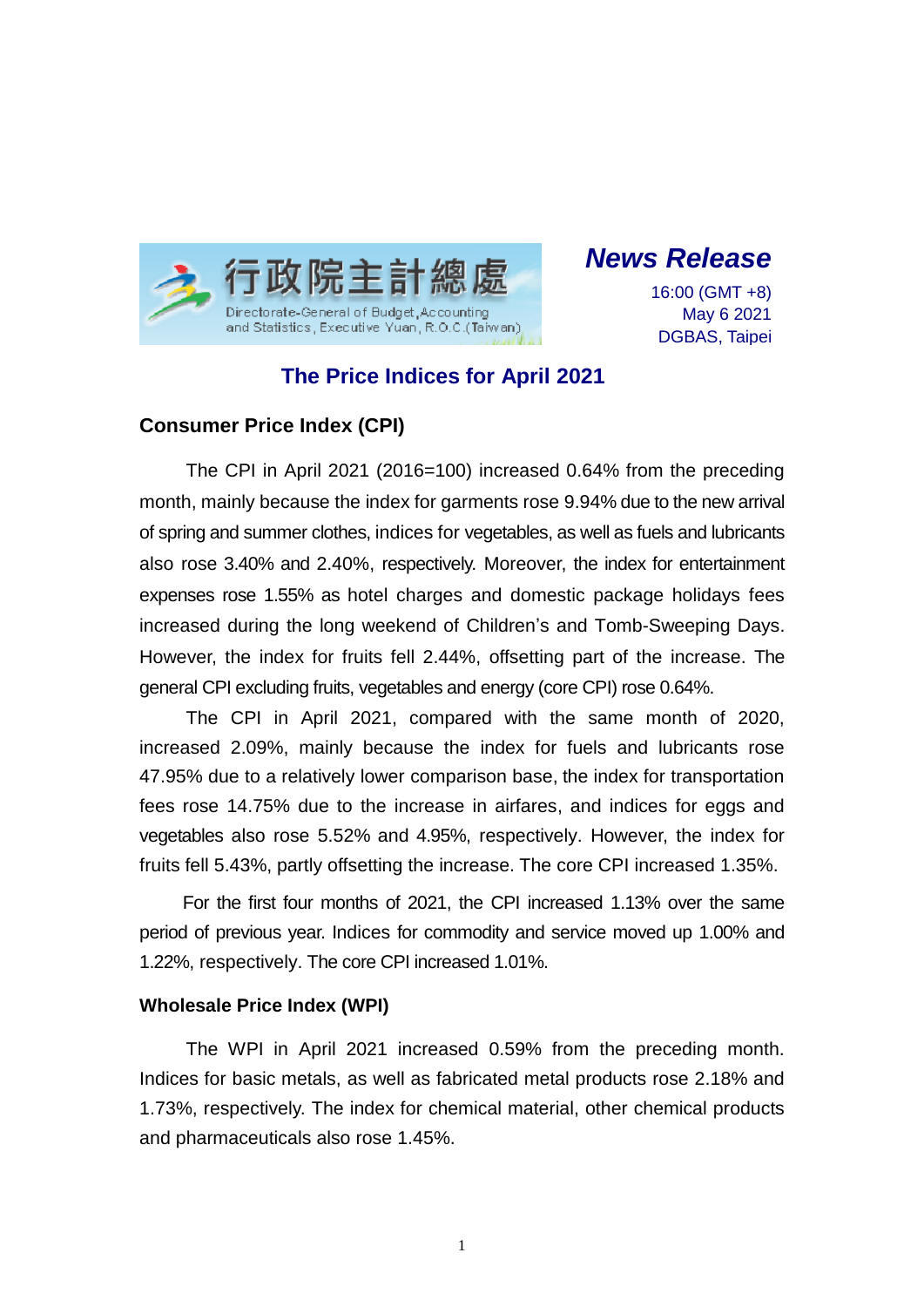行政院主計總處

Directorate-General of Budget, Accounting and Statistics, Executive Yuan, R.O.C.(Taiwan)

***News Release***

16:00 (GMT +8)
May 6 2021
DGBAS, Taipei

# The Price Indices for April 2021

## Consumer Price Index (CPI)

The CPI in April 2021 (2016=100) increased 0.64% from the preceding month, mainly because the index for garments rose 9.94% due to the new arrival of spring and summer clothes, indices for vegetables, as well as fuels and lubricants also rose 3.40% and 2.40%, respectively. Moreover, the index for entertainment expenses rose 1.55% as hotel charges and domestic package holidays fees increased during the long weekend of Children's and Tomb-Sweeping Days. However, the index for fruits fell 2.44%, offsetting part of the increase. The general CPI excluding fruits, vegetables and energy (core CPI) rose 0.64%.

The CPI in April 2021, compared with the same month of 2020, increased 2.09%, mainly because the index for fuels and lubricants rose 47.95% due to a relatively lower comparison base, the index for transportation fees rose 14.75% due to the increase in airfares, and indices for eggs and vegetables also rose 5.52% and 4.95%, respectively. However, the index for fruits fell 5.43%, partly offsetting the increase. The core CPI increased 1.35%.

For the first four months of 2021, the CPI increased 1.13% over the same period of previous year. Indices for commodity and service moved up 1.00% and 1.22%, respectively. The core CPI increased 1.01%.

## Wholesale Price Index (WPI)

The WPI in April 2021 increased 0.59% from the preceding month. Indices for basic metals, as well as fabricated metal products rose 2.18% and 1.73%, respectively. The index for chemical material, other chemical products and pharmaceuticals also rose 1.45%.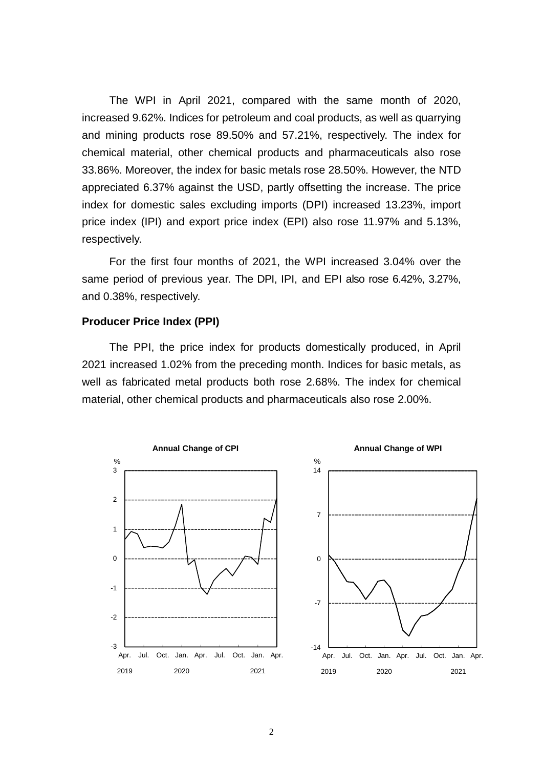The WPI in April 2021, compared with the same month of 2020, increased 9.62%. Indices for petroleum and coal products, as well as quarrying and mining products rose 89.50% and 57.21%, respectively. The index for chemical material, other chemical products and pharmaceuticals also rose 33.86%. Moreover, the index for basic metals rose 28.50%. However, the NTD appreciated 6.37% against the USD, partly offsetting the increase. The price index for domestic sales excluding imports (DPI) increased 13.23%, import price index (IPI) and export price index (EPI) also rose 11.97% and 5.13%, respectively.

For the first four months of 2021, the WPI increased 3.04% over the same period of previous year. The DPI, IPI, and EPI also rose 6.42%, 3.27%, and 0.38%, respectively.

**Producer Price Index (PPI)**

The PPI, the price index for products domestically produced, in April 2021 increased 1.02% from the preceding month. Indices for basic metals, as well as fabricated metal products both rose 2.68%. The index for chemical material, other chemical products and pharmaceuticals also rose 2.00%.

**Annual Change of CPI**

**Annual Change of WPI**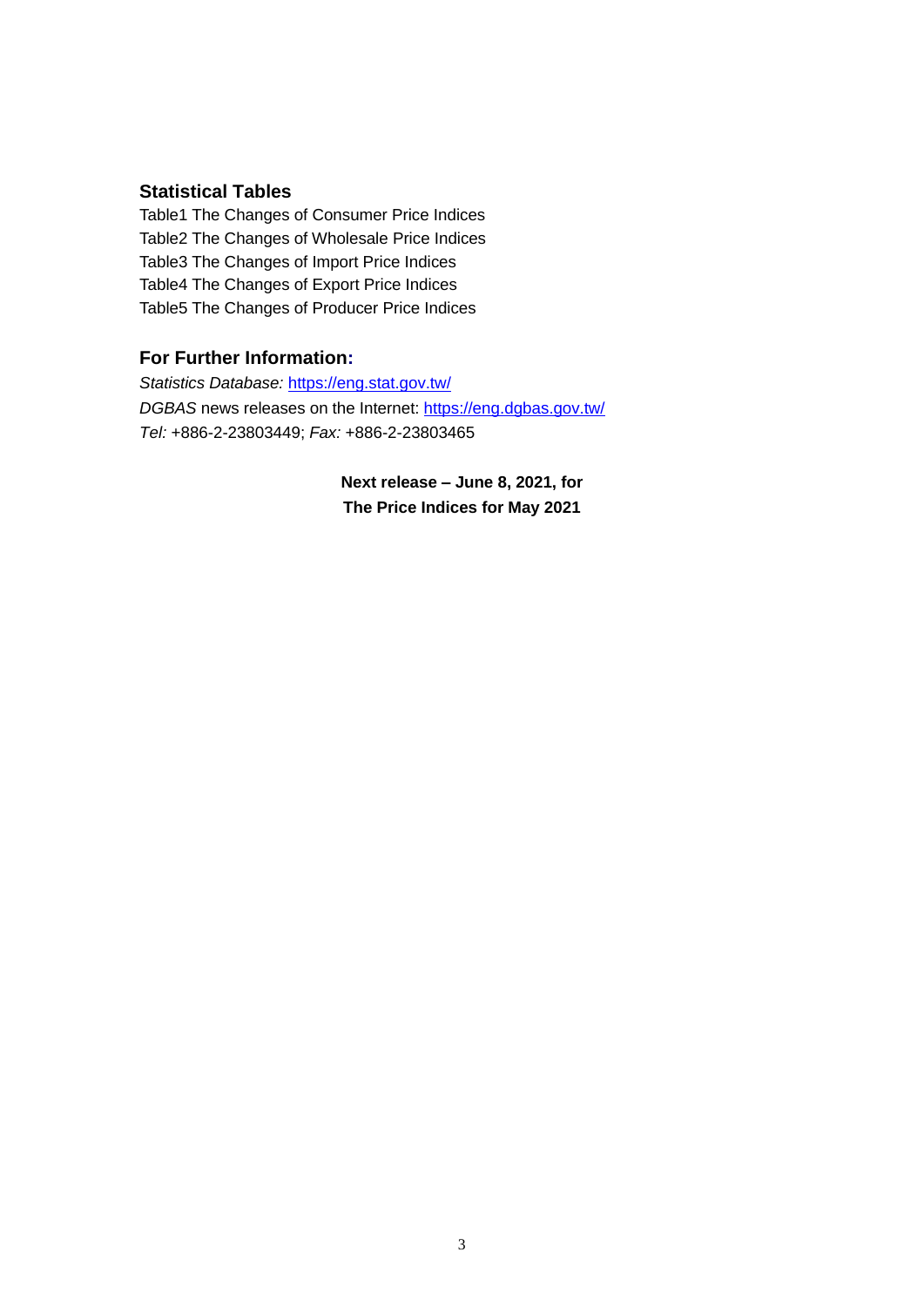## Statistical Tables

Table1 The Changes of Consumer Price Indices  
Table2 The Changes of Wholesale Price Indices  
Table3 The Changes of Import Price Indices  
Table4 The Changes of Export Price Indices  
Table5 The Changes of Producer Price Indices

## For Further Information:

*Statistics Database:* https://eng.stat.gov.tw/  
*DGBAS* news releases on the Internet: https://eng.dgbas.gov.tw/  
*Tel:* +886-2-23803449; *Fax:* +886-2-23803465

**Next release – June 8, 2021, for**  
**The Price Indices for May 2021**